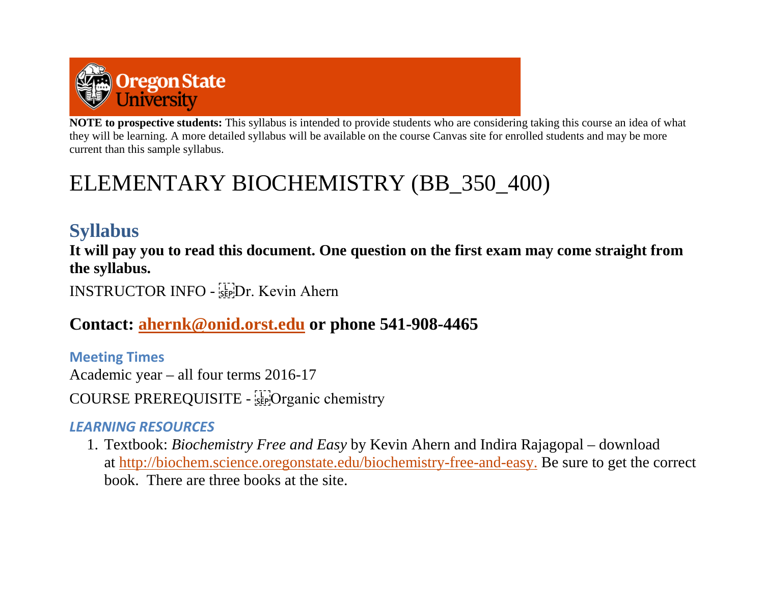**NOTE to prospective students:** This syllabus is intended to provide students who are considering taking this course an idea of what they will be learning. A more detailed syllabus will be available on the course Canvas site for enrolled students and may be more current than this sample syllabus.

# ELEMENTARY BIOCHEMISTRY (BB_350_400)

## Syllabus

**It will pay you to read this document. One question on the first exam may come straight from the syllabus.**

INSTRUCTOR INFO - Dr. Kevin Ahern

## Contact: [ahernk@onid.orst.edu](mailto:ahernk@onid.orst.edu) or phone 541-908-4465

### Meeting Times

Academic year – all four terms 2016-17

COURSE PREREQUISITE - Organic chemistry

### *LEARNING RESOURCES*

1. Textbook: *Biochemistry Free and Easy* by Kevin Ahern and Indira Rajagopal – download at http://biochem.science.oregonstate.edu/biochemistry-free-and-easy. Be sure to get the correct book. There are three books at the site.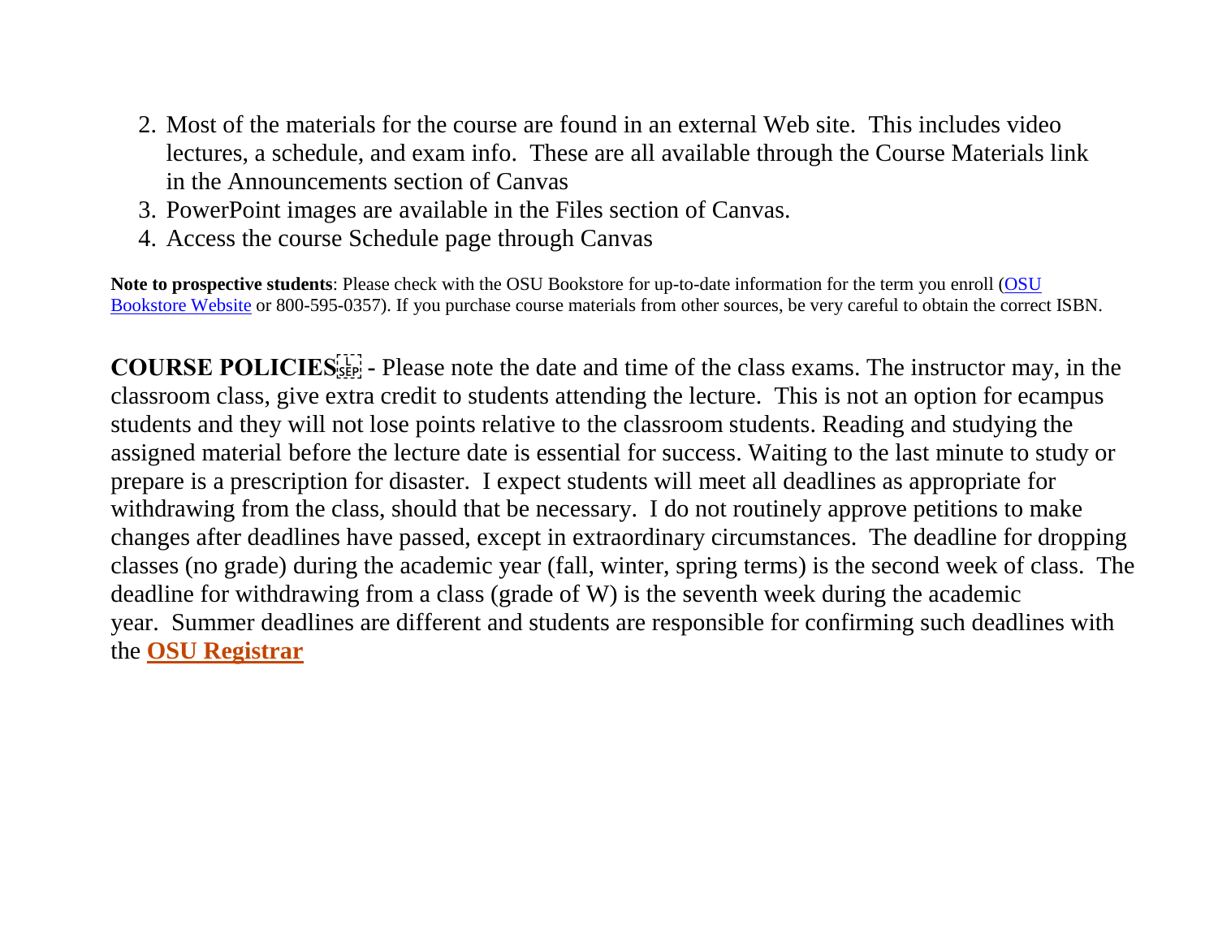2. Most of the materials for the course are found in an external Web site. This includes video lectures, a schedule, and exam info. These are all available through the Course Materials link in the Announcements section of Canvas
3. PowerPoint images are available in the Files section of Canvas.
4. Access the course Schedule page through Canvas

**Note to prospective students**: Please check with the OSU Bookstore for up-to-date information for the term you enroll (OSU Bookstore Website or 800-595-0357). If you purchase course materials from other sources, be very careful to obtain the correct ISBN.

**COURSE POLICIES -** Please note the date and time of the class exams. The instructor may, in the classroom class, give extra credit to students attending the lecture. This is not an option for ecampus students and they will not lose points relative to the classroom students. Reading and studying the assigned material before the lecture date is essential for success. Waiting to the last minute to study or prepare is a prescription for disaster. I expect students will meet all deadlines as appropriate for withdrawing from the class, should that be necessary. I do not routinely approve petitions to make changes after deadlines have passed, except in extraordinary circumstances. The deadline for dropping classes (no grade) during the academic year (fall, winter, spring terms) is the second week of class. The deadline for withdrawing from a class (grade of W) is the seventh week during the academic year. Summer deadlines are different and students are responsible for confirming such deadlines with the **OSU Registrar**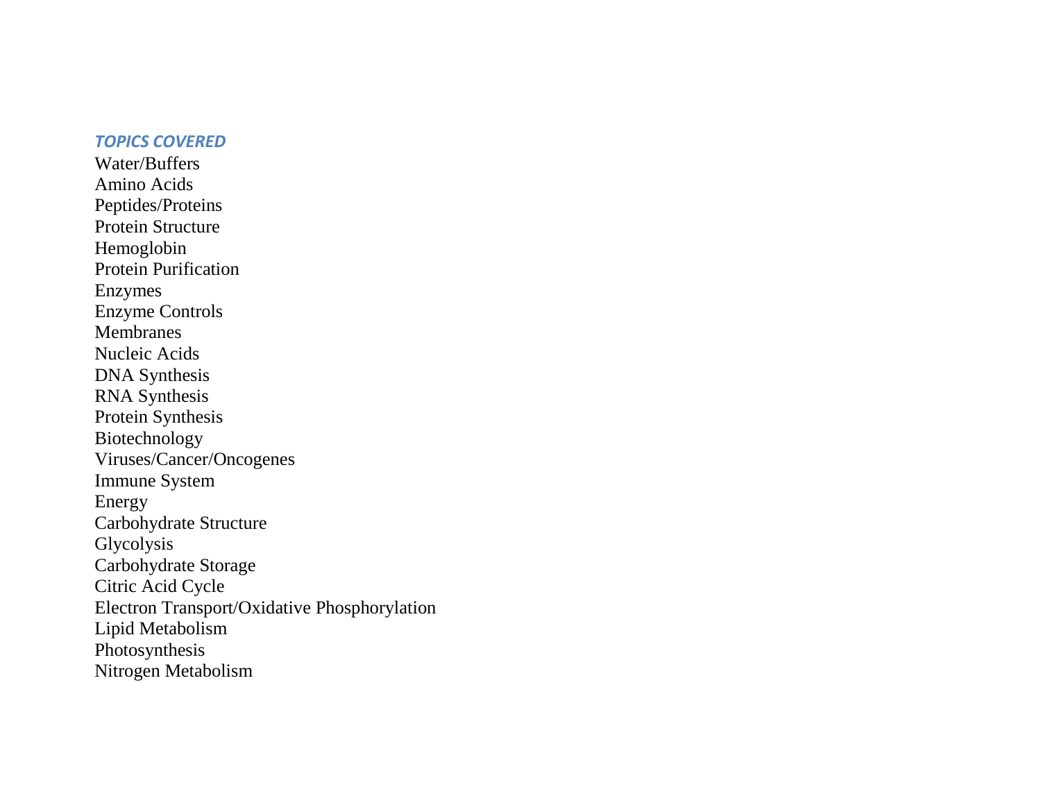***TOPICS COVERED***

Water/Buffers
Amino Acids
Peptides/Proteins
Protein Structure
Hemoglobin
Protein Purification
Enzymes
Enzyme Controls
Membranes
Nucleic Acids
DNA Synthesis
RNA Synthesis
Protein Synthesis
Biotechnology
Viruses/Cancer/Oncogenes
Immune System
Energy
Carbohydrate Structure
Glycolysis
Carbohydrate Storage
Citric Acid Cycle
Electron Transport/Oxidative Phosphorylation
Lipid Metabolism
Photosynthesis
Nitrogen Metabolism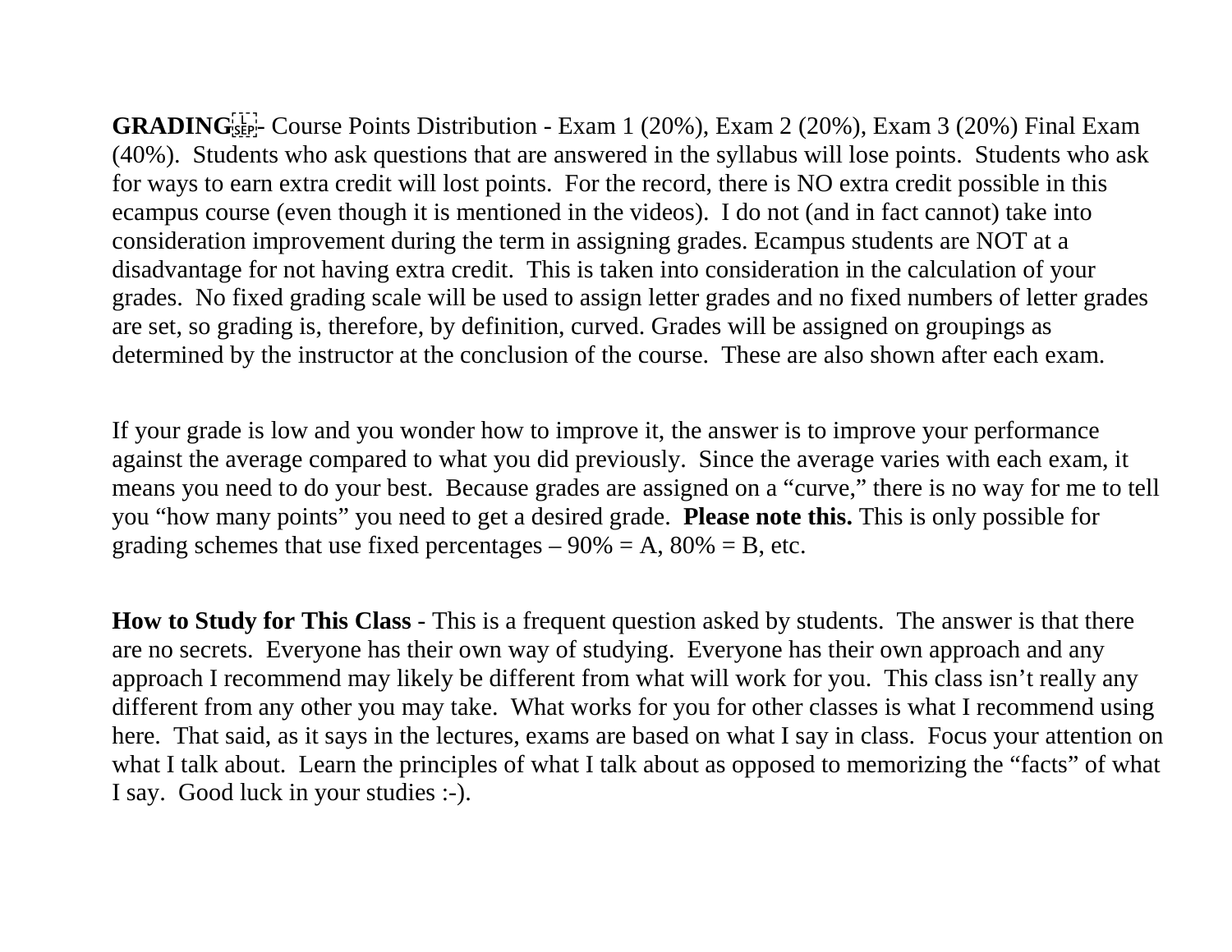**GRADING** - Course Points Distribution - Exam 1 (20%), Exam 2 (20%), Exam 3 (20%) Final Exam (40%). Students who ask questions that are answered in the syllabus will lose points. Students who ask for ways to earn extra credit will lost points. For the record, there is NO extra credit possible in this ecampus course (even though it is mentioned in the videos). I do not (and in fact cannot) take into consideration improvement during the term in assigning grades. Ecampus students are NOT at a disadvantage for not having extra credit. This is taken into consideration in the calculation of your grades. No fixed grading scale will be used to assign letter grades and no fixed numbers of letter grades are set, so grading is, therefore, by definition, curved. Grades will be assigned on groupings as determined by the instructor at the conclusion of the course. These are also shown after each exam.

If your grade is low and you wonder how to improve it, the answer is to improve your performance against the average compared to what you did previously. Since the average varies with each exam, it means you need to do your best. Because grades are assigned on a "curve," there is no way for me to tell you "how many points" you need to get a desired grade. **Please note this.** This is only possible for grading schemes that use fixed percentages – 90% = A, 80% = B, etc.

**How to Study for This Class** - This is a frequent question asked by students. The answer is that there are no secrets. Everyone has their own way of studying. Everyone has their own approach and any approach I recommend may likely be different from what will work for you. This class isn't really any different from any other you may take. What works for you for other classes is what I recommend using here. That said, as it says in the lectures, exams are based on what I say in class. Focus your attention on what I talk about. Learn the principles of what I talk about as opposed to memorizing the "facts" of what I say. Good luck in your studies :-).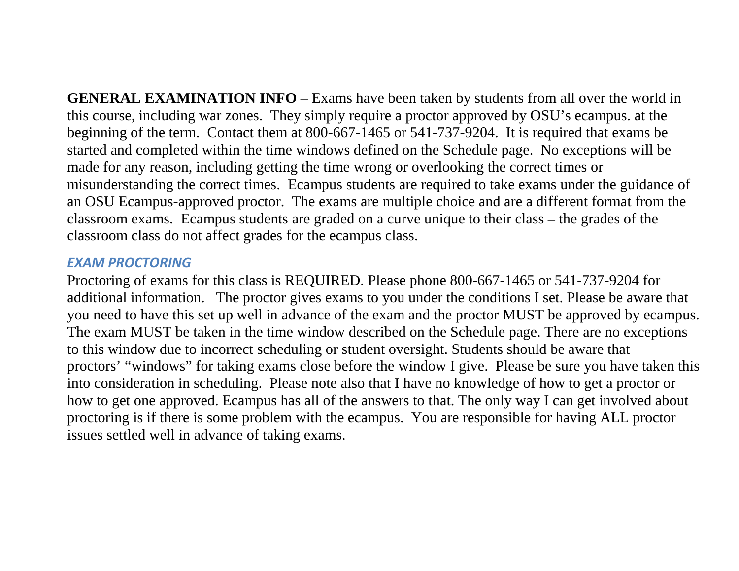**GENERAL EXAMINATION INFO** – Exams have been taken by students from all over the world in this course, including war zones. They simply require a proctor approved by OSU's ecampus. at the beginning of the term. Contact them at 800-667-1465 or 541-737-9204. It is required that exams be started and completed within the time windows defined on the Schedule page. No exceptions will be made for any reason, including getting the time wrong or overlooking the correct times or misunderstanding the correct times. Ecampus students are required to take exams under the guidance of an OSU Ecampus-approved proctor. The exams are multiple choice and are a different format from the classroom exams. Ecampus students are graded on a curve unique to their class – the grades of the classroom class do not affect grades for the ecampus class.

### *EXAM PROCTORING*

Proctoring of exams for this class is REQUIRED. Please phone 800-667-1465 or 541-737-9204 for additional information. The proctor gives exams to you under the conditions I set. Please be aware that you need to have this set up well in advance of the exam and the proctor MUST be approved by ecampus. The exam MUST be taken in the time window described on the Schedule page. There are no exceptions to this window due to incorrect scheduling or student oversight. Students should be aware that proctors' "windows" for taking exams close before the window I give. Please be sure you have taken this into consideration in scheduling. Please note also that I have no knowledge of how to get a proctor or how to get one approved. Ecampus has all of the answers to that. The only way I can get involved about proctoring is if there is some problem with the ecampus. You are responsible for having ALL proctor issues settled well in advance of taking exams.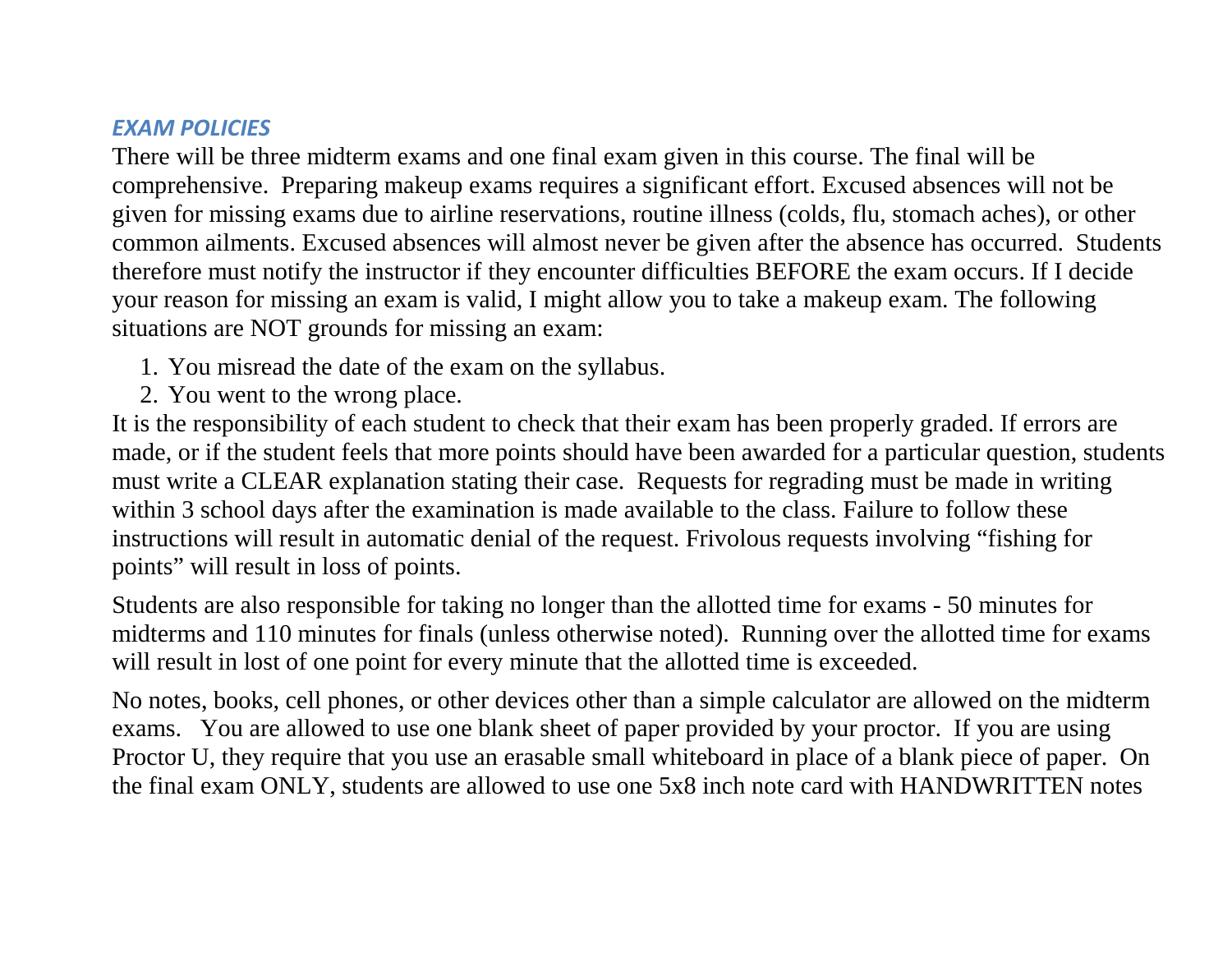### *EXAM POLICIES*

There will be three midterm exams and one final exam given in this course. The final will be comprehensive. Preparing makeup exams requires a significant effort. Excused absences will not be given for missing exams due to airline reservations, routine illness (colds, flu, stomach aches), or other common ailments. Excused absences will almost never be given after the absence has occurred. Students therefore must notify the instructor if they encounter difficulties BEFORE the exam occurs. If I decide your reason for missing an exam is valid, I might allow you to take a makeup exam. The following situations are NOT grounds for missing an exam:

1. You misread the date of the exam on the syllabus.
2. You went to the wrong place.

It is the responsibility of each student to check that their exam has been properly graded. If errors are made, or if the student feels that more points should have been awarded for a particular question, students must write a CLEAR explanation stating their case. Requests for regrading must be made in writing within 3 school days after the examination is made available to the class. Failure to follow these instructions will result in automatic denial of the request. Frivolous requests involving "fishing for points" will result in loss of points.

Students are also responsible for taking no longer than the allotted time for exams - 50 minutes for midterms and 110 minutes for finals (unless otherwise noted). Running over the allotted time for exams will result in lost of one point for every minute that the allotted time is exceeded.

No notes, books, cell phones, or other devices other than a simple calculator are allowed on the midterm exams. You are allowed to use one blank sheet of paper provided by your proctor. If you are using Proctor U, they require that you use an erasable small whiteboard in place of a blank piece of paper. On the final exam ONLY, students are allowed to use one 5x8 inch note card with HANDWRITTEN notes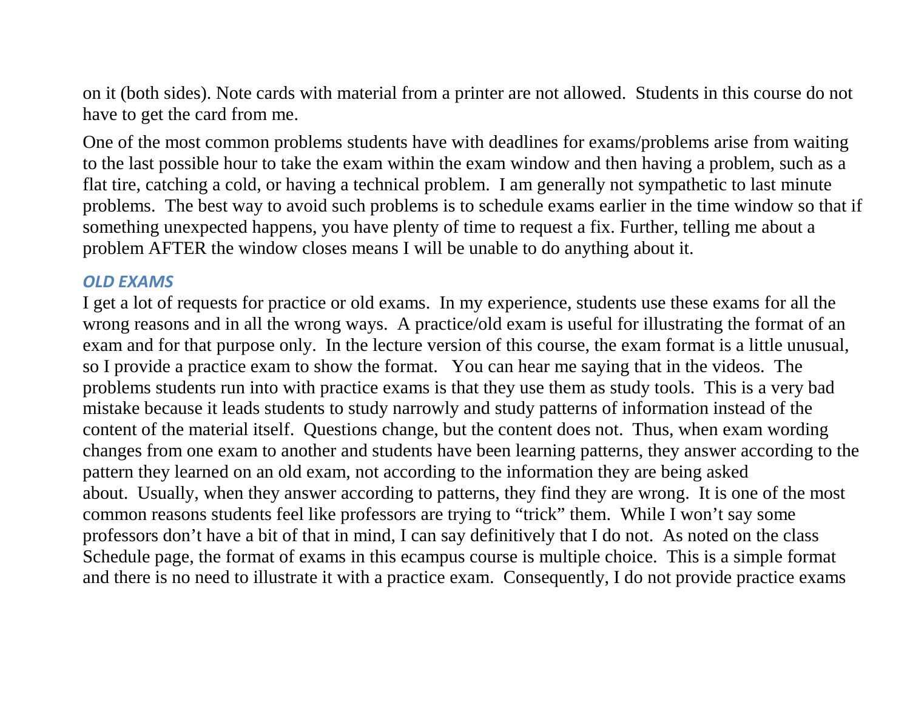on it (both sides). Note cards with material from a printer are not allowed. Students in this course do not have to get the card from me.

One of the most common problems students have with deadlines for exams/problems arise from waiting to the last possible hour to take the exam within the exam window and then having a problem, such as a flat tire, catching a cold, or having a technical problem. I am generally not sympathetic to last minute problems. The best way to avoid such problems is to schedule exams earlier in the time window so that if something unexpected happens, you have plenty of time to request a fix. Further, telling me about a problem AFTER the window closes means I will be unable to do anything about it.

### *OLD EXAMS*

I get a lot of requests for practice or old exams. In my experience, students use these exams for all the wrong reasons and in all the wrong ways. A practice/old exam is useful for illustrating the format of an exam and for that purpose only. In the lecture version of this course, the exam format is a little unusual, so I provide a practice exam to show the format. You can hear me saying that in the videos. The problems students run into with practice exams is that they use them as study tools. This is a very bad mistake because it leads students to study narrowly and study patterns of information instead of the content of the material itself. Questions change, but the content does not. Thus, when exam wording changes from one exam to another and students have been learning patterns, they answer according to the pattern they learned on an old exam, not according to the information they are being asked about. Usually, when they answer according to patterns, they find they are wrong. It is one of the most common reasons students feel like professors are trying to "trick" them. While I won't say some professors don't have a bit of that in mind, I can say definitively that I do not. As noted on the class Schedule page, the format of exams in this ecampus course is multiple choice. This is a simple format and there is no need to illustrate it with a practice exam. Consequently, I do not provide practice exams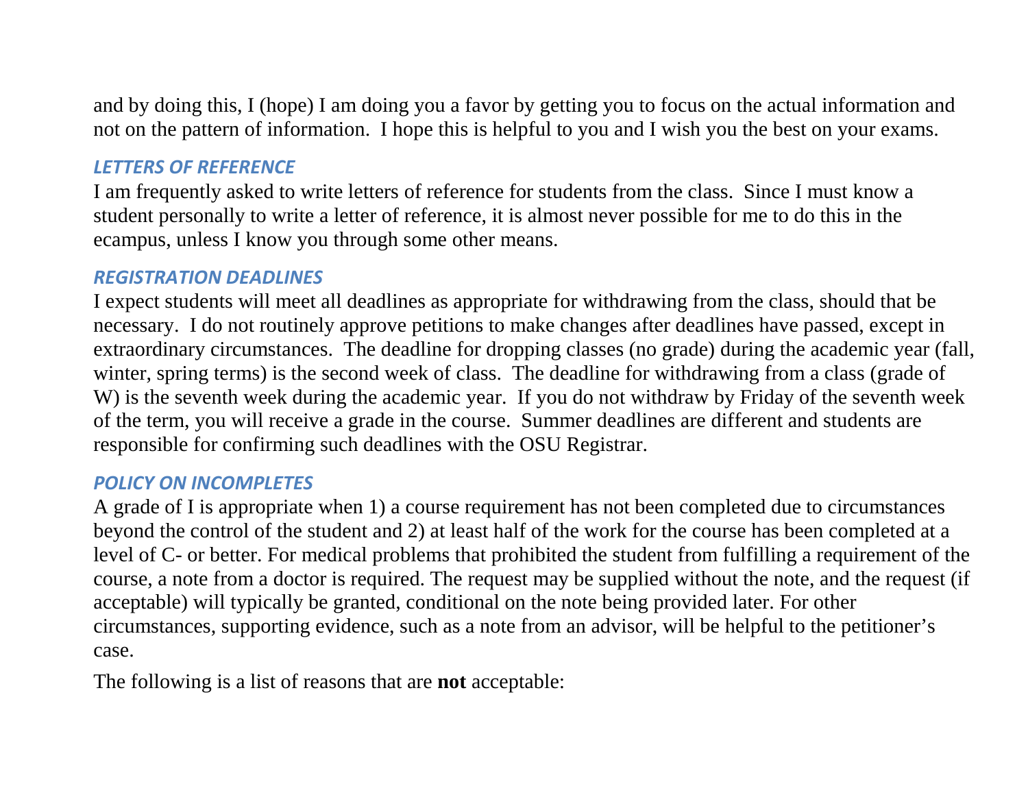and by doing this, I (hope) I am doing you a favor by getting you to focus on the actual information and not on the pattern of information. I hope this is helpful to you and I wish you the best on your exams.

### *LETTERS OF REFERENCE*

I am frequently asked to write letters of reference for students from the class. Since I must know a student personally to write a letter of reference, it is almost never possible for me to do this in the ecampus, unless I know you through some other means.

### *REGISTRATION DEADLINES*

I expect students will meet all deadlines as appropriate for withdrawing from the class, should that be necessary. I do not routinely approve petitions to make changes after deadlines have passed, except in extraordinary circumstances. The deadline for dropping classes (no grade) during the academic year (fall, winter, spring terms) is the second week of class. The deadline for withdrawing from a class (grade of W) is the seventh week during the academic year. If you do not withdraw by Friday of the seventh week of the term, you will receive a grade in the course. Summer deadlines are different and students are responsible for confirming such deadlines with the OSU Registrar.

### *POLICY ON INCOMPLETES*

A grade of I is appropriate when 1) a course requirement has not been completed due to circumstances beyond the control of the student and 2) at least half of the work for the course has been completed at a level of C- or better. For medical problems that prohibited the student from fulfilling a requirement of the course, a note from a doctor is required. The request may be supplied without the note, and the request (if acceptable) will typically be granted, conditional on the note being provided later. For other circumstances, supporting evidence, such as a note from an advisor, will be helpful to the petitioner's case.

The following is a list of reasons that are **not** acceptable: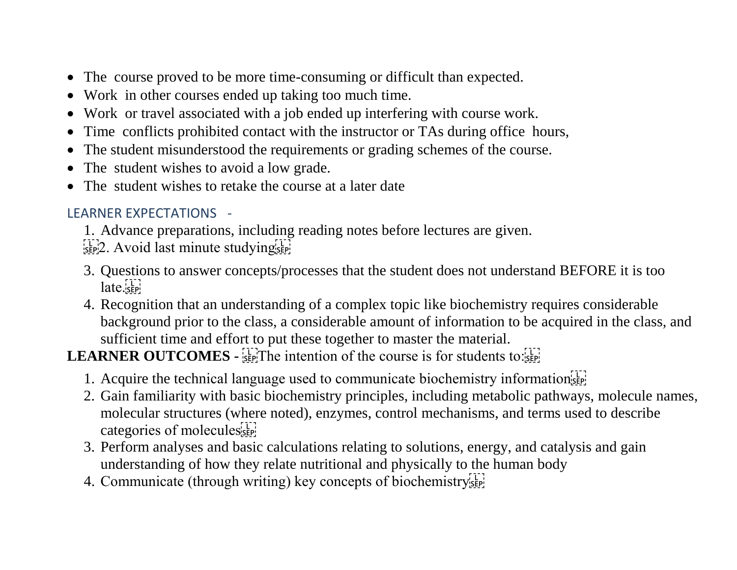- The course proved to be more time-consuming or difficult than expected.
- Work in other courses ended up taking too much time.
- Work or travel associated with a job ended up interfering with course work.
- Time conflicts prohibited contact with the instructor or TAs during office hours,
- The student misunderstood the requirements or grading schemes of the course.
- The student wishes to avoid a low grade.
- The student wishes to retake the course at a later date

LEARNER EXPECTATIONS -

1. Advance preparations, including reading notes before lectures are given.
2. Avoid last minute studying
3. Questions to answer concepts/processes that the student does not understand BEFORE it is too late.
4. Recognition that an understanding of a complex topic like biochemistry requires considerable background prior to the class, a considerable amount of information to be acquired in the class, and sufficient time and effort to put these together to master the material.

**LEARNER OUTCOMES -** The intention of the course is for students to:

1. Acquire the technical language used to communicate biochemistry information
2. Gain familiarity with basic biochemistry principles, including metabolic pathways, molecule names, molecular structures (where noted), enzymes, control mechanisms, and terms used to describe categories of molecules
3. Perform analyses and basic calculations relating to solutions, energy, and catalysis and gain understanding of how they relate nutritional and physically to the human body
4. Communicate (through writing) key concepts of biochemistry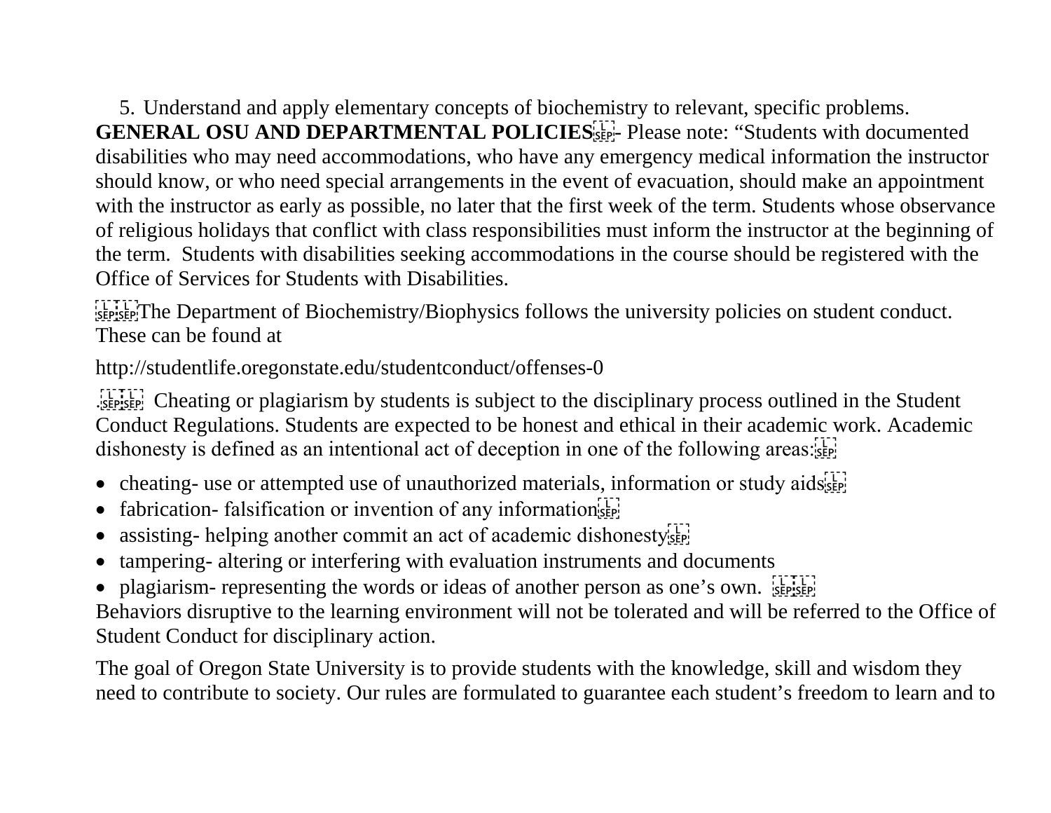5. Understand and apply elementary concepts of biochemistry to relevant, specific problems.

**GENERAL OSU AND DEPARTMENTAL POLICIES** - Please note: "Students with documented disabilities who may need accommodations, who have any emergency medical information the instructor should know, or who need special arrangements in the event of evacuation, should make an appointment with the instructor as early as possible, no later that the first week of the term. Students whose observance of religious holidays that conflict with class responsibilities must inform the instructor at the beginning of the term. Students with disabilities seeking accommodations in the course should be registered with the Office of Services for Students with Disabilities.

The Department of Biochemistry/Biophysics follows the university policies on student conduct. These can be found at

http://studentlife.oregonstate.edu/studentconduct/offenses-0

. Cheating or plagiarism by students is subject to the disciplinary process outlined in the Student Conduct Regulations. Students are expected to be honest and ethical in their academic work. Academic dishonesty is defined as an intentional act of deception in one of the following areas:

- cheating- use or attempted use of unauthorized materials, information or study aids
- fabrication- falsification or invention of any information
- assisting- helping another commit an act of academic dishonesty
- tampering- altering or interfering with evaluation instruments and documents
- plagiarism- representing the words or ideas of another person as one's own.

Behaviors disruptive to the learning environment will not be tolerated and will be referred to the Office of Student Conduct for disciplinary action.

The goal of Oregon State University is to provide students with the knowledge, skill and wisdom they need to contribute to society. Our rules are formulated to guarantee each student's freedom to learn and to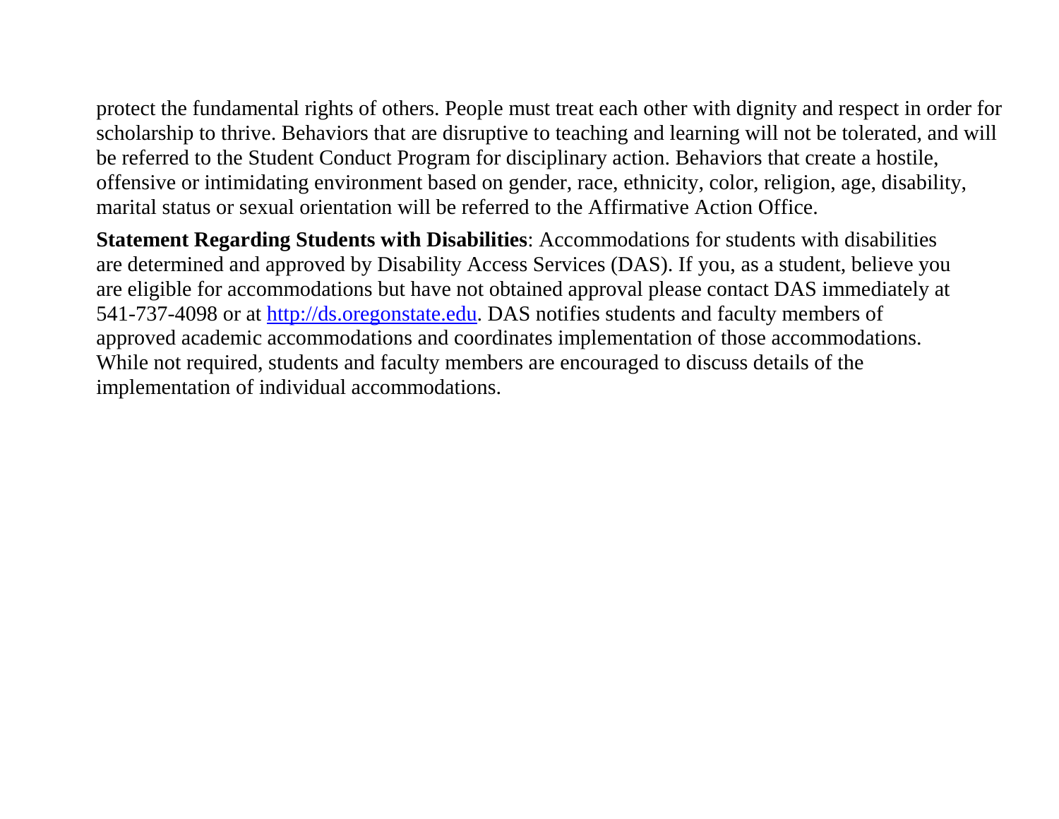protect the fundamental rights of others. People must treat each other with dignity and respect in order for scholarship to thrive. Behaviors that are disruptive to teaching and learning will not be tolerated, and will be referred to the Student Conduct Program for disciplinary action. Behaviors that create a hostile, offensive or intimidating environment based on gender, race, ethnicity, color, religion, age, disability, marital status or sexual orientation will be referred to the Affirmative Action Office.

**Statement Regarding Students with Disabilities**: Accommodations for students with disabilities are determined and approved by Disability Access Services (DAS). If you, as a student, believe you are eligible for accommodations but have not obtained approval please contact DAS immediately at 541-737-4098 or at [http://ds.oregonstate.edu](http://ds.oregonstate.edu). DAS notifies students and faculty members of approved academic accommodations and coordinates implementation of those accommodations. While not required, students and faculty members are encouraged to discuss details of the implementation of individual accommodations.